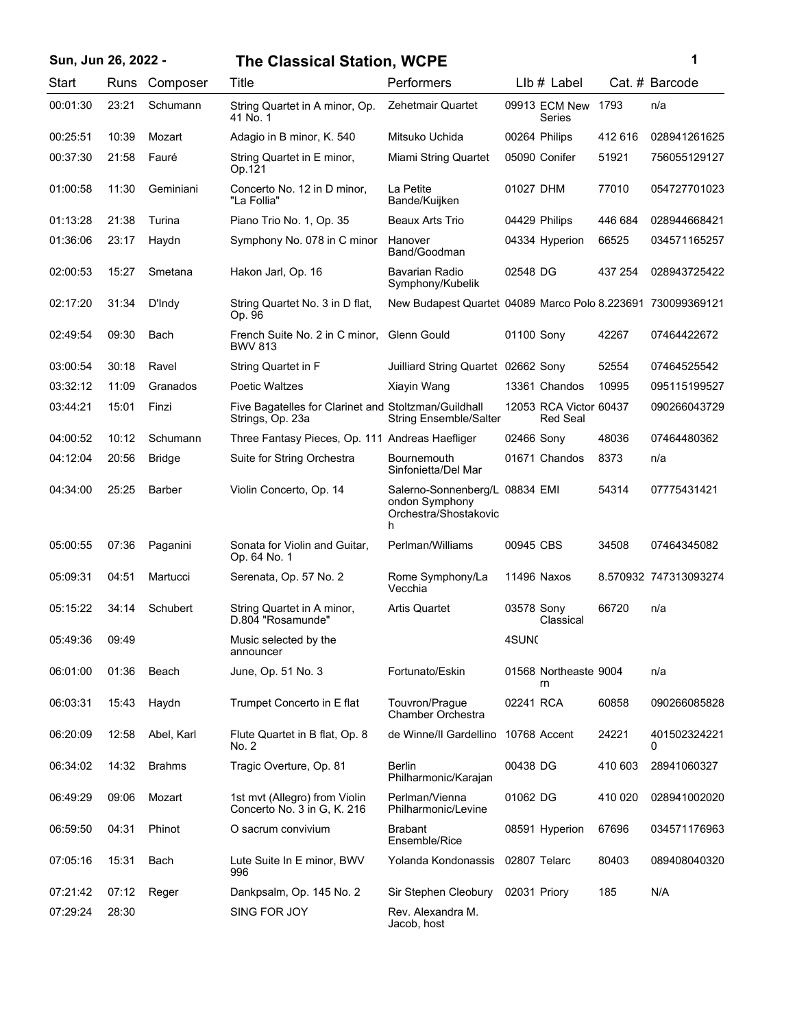# Sun, Jun 26, 2022 - The Classical Station, WCPE

| Start | Runs | Composer | Title | Performers | LIb # | Label | Cat. # | Barcode |
|---|---|---|---|---|---|---|---|---|
| 00:01:30 | 23:21 | Schumann | String Quartet in A minor, Op. 41 No. 1 | Zehetmair Quartet | 09913 | ECM New Series | 1793 | n/a |
| 00:25:51 | 10:39 | Mozart | Adagio in B minor, K. 540 | Mitsuko Uchida | 00264 | Philips | 412 616 | 028941261625 |
| 00:37:30 | 21:58 | Fauré | String Quartet in E minor, Op.121 | Miami String Quartet | 05090 | Conifer | 51921 | 756055129127 |
| 01:00:58 | 11:30 | Geminiani | Concerto No. 12 in D minor, "La Follia" | La Petite Bande/Kuijken | 01027 | DHM | 77010 | 054727701023 |
| 01:13:28 | 21:38 | Turina | Piano Trio No. 1, Op. 35 | Beaux Arts Trio | 04429 | Philips | 446 684 | 028944668421 |
| 01:36:06 | 23:17 | Haydn | Symphony No. 078 in C minor | Hanover Band/Goodman | 04334 | Hyperion | 66525 | 034571165257 |
| 02:00:53 | 15:27 | Smetana | Hakon Jarl, Op. 16 | Bavarian Radio Symphony/Kubelik | 02548 | DG | 437 254 | 028943725422 |
| 02:17:20 | 31:34 | D'Indy | String Quartet No. 3 in D flat, Op. 96 | New Budapest Quartet | 04089 | Marco Polo | 8.223691 | 730099369121 |
| 02:49:54 | 09:30 | Bach | French Suite No. 2 in C minor, BWV 813 | Glenn Gould | 01100 | Sony | 42267 | 07464422672 |
| 03:00:54 | 30:18 | Ravel | String Quartet in F | Juilliard String Quartet | 02662 | Sony | 52554 | 07464525542 |
| 03:32:12 | 11:09 | Granados | Poetic Waltzes | Xiayin Wang | 13361 | Chandos | 10995 | 095115199527 |
| 03:44:21 | 15:01 | Finzi | Five Bagatelles for Clarinet and Strings, Op. 23a | Stoltzman/Guildhall String Ensemble/Salter | 12053 | RCA Victor Red Seal | 60437 | 090266043729 |
| 04:00:52 | 10:12 | Schumann | Three Fantasy Pieces, Op. 111 | Andreas Haefliger | 02466 | Sony | 48036 | 07464480362 |
| 04:12:04 | 20:56 | Bridge | Suite for String Orchestra | Bournemouth Sinfonietta/Del Mar | 01671 | Chandos | 8373 | n/a |
| 04:34:00 | 25:25 | Barber | Violin Concerto, Op. 14 | Salerno-Sonnenberg/London Symphony Orchestra/Shostakovich | 08834 | EMI | 54314 | 07775431421 |
| 05:00:55 | 07:36 | Paganini | Sonata for Violin and Guitar, Op. 64 No. 1 | Perlman/Williams | 00945 | CBS | 34508 | 07464345082 |
| 05:09:31 | 04:51 | Martucci | Serenata, Op. 57 No. 2 | Rome Symphony/La Vecchia | 11496 | Naxos | 8.570932 | 747313093274 |
| 05:15:22 | 34:14 | Schubert | String Quartet in A minor, D.804 "Rosamunde" | Artis Quartet | 03578 | Sony Classical | 66720 | n/a |
| 05:49:36 | 09:49 | | Music selected by the announcer | | 4SUN( | | | |
| 06:01:00 | 01:36 | Beach | June, Op. 51 No. 3 | Fortunato/Eskin | 01568 | Northeastern | 9004 | n/a |
| 06:03:31 | 15:43 | Haydn | Trumpet Concerto in E flat | Touvron/Prague Chamber Orchestra | 02241 | RCA | 60858 | 090266085828 |
| 06:20:09 | 12:58 | Abel, Karl | Flute Quartet in B flat, Op. 8 No. 2 | de Winne/Il Gardellino | 10768 | Accent | 24221 | 4015023242210 |
| 06:34:02 | 14:32 | Brahms | Tragic Overture, Op. 81 | Berlin Philharmonic/Karajan | 00438 | DG | 410 603 | 28941060327 |
| 06:49:29 | 09:06 | Mozart | 1st mvt (Allegro) from Violin Concerto No. 3 in G, K. 216 | Perlman/Vienna Philharmonic/Levine | 01062 | DG | 410 020 | 028941002020 |
| 06:59:50 | 04:31 | Phinot | O sacrum convivium | Brabant Ensemble/Rice | 08591 | Hyperion | 67696 | 034571176963 |
| 07:05:16 | 15:31 | Bach | Lute Suite In E minor, BWV 996 | Yolanda Kondonassis | 02807 | Telarc | 80403 | 089408040320 |
| 07:21:42 | 07:12 | Reger | Dankpsalm, Op. 145 No. 2 | Sir Stephen Cleobury | 02031 | Priory | 185 | N/A |
| 07:29:24 | 28:30 | | SING FOR JOY | Rev. Alexandra M. Jacob, host | | | | |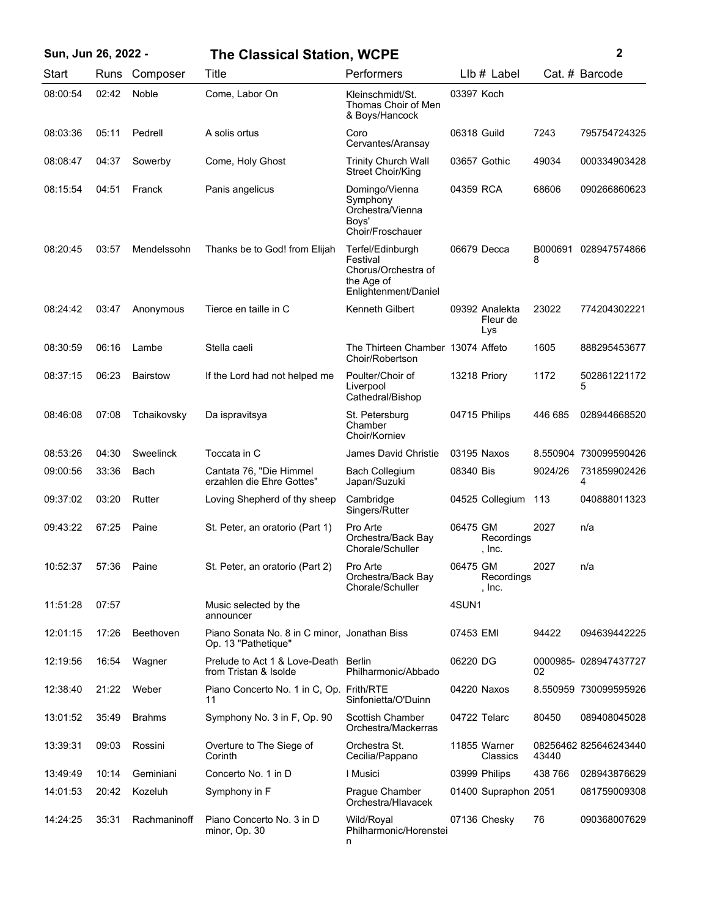| Start | Runs | Composer | Title | Performers | Llb # | Label | Cat. # | Barcode |
|---|---|---|---|---|---|---|---|---|
| 08:00:54 | 02:42 | Noble | Come, Labor On | Kleinschmidt/St. Thomas Choir of Men & Boys/Hancock | 03397 | Koch | | |
| 08:03:36 | 05:11 | Pedrell | A solis ortus | Coro Cervantes/Aransay | 06318 | Guild | 7243 | 795754724325 |
| 08:08:47 | 04:37 | Sowerby | Come, Holy Ghost | Trinity Church Wall Street Choir/King | 03657 | Gothic | 49034 | 000334903428 |
| 08:15:54 | 04:51 | Franck | Panis angelicus | Domingo/Vienna Symphony Orchestra/Vienna Boys' Choir/Froschauer | 04359 | RCA | 68606 | 090266860623 |
| 08:20:45 | 03:57 | Mendelssohn | Thanks be to God! from Elijah | Terfel/Edinburgh Festival Chorus/Orchestra of the Age of Enlightenment/Daniel | 06679 | Decca | B0006918 | 028947574866 |
| 08:24:42 | 03:47 | Anonymous | Tierce en taille in C | Kenneth Gilbert | 09392 | Analekta Fleur de Lys | 23022 | 774204302221 |
| 08:30:59 | 06:16 | Lambe | Stella caeli | The Thirteen Chamber Choir/Robertson | 13074 | Affeto | 1605 | 888295453677 |
| 08:37:15 | 06:23 | Bairstow | If the Lord had not helped me | Poulter/Choir of Liverpool Cathedral/Bishop | 13218 | Priory | 1172 | 5028612211725 |
| 08:46:08 | 07:08 | Tchaikovsky | Da ispravitsya | St. Petersburg Chamber Choir/Korniev | 04715 | Philips | 446 685 | 028944668520 |
| 08:53:26 | 04:30 | Sweelinck | Toccata in C | James David Christie | 03195 | Naxos | 8.550904 | 730099590426 |
| 09:00:56 | 33:36 | Bach | Cantata 76, "Die Himmel erzahlen die Ehre Gottes" | Bach Collegium Japan/Suzuki | 08340 | Bis | 9024/26 | 7318599024264 |
| 09:37:02 | 03:20 | Rutter | Loving Shepherd of thy sheep | Cambridge Singers/Rutter | 04525 | Collegium | 113 | 040888011323 |
| 09:43:22 | 67:25 | Paine | St. Peter, an oratorio (Part 1) | Pro Arte Orchestra/Back Bay Chorale/Schuller | 06475 | GM Recordings, Inc. | 2027 | n/a |
| 10:52:37 | 57:36 | Paine | St. Peter, an oratorio (Part 2) | Pro Arte Orchestra/Back Bay Chorale/Schuller | 06475 | GM Recordings, Inc. | 2027 | n/a |
| 11:51:28 | 07:57 | | Music selected by the announcer | | 4SUN1 | | | |
| 12:01:15 | 17:26 | Beethoven | Piano Sonata No. 8 in C minor, Op. 13 "Pathetique" | Jonathan Biss | 07453 | EMI | 94422 | 094639442225 |
| 12:19:56 | 16:54 | Wagner | Prelude to Act 1 & Love-Death from Tristan & Isolde | Berlin Philharmonic/Abbado | 06220 | DG | 0000985-02 | 028947437727 |
| 12:38:40 | 21:22 | Weber | Piano Concerto No. 1 in C, Op. 11 | Frith/RTE Sinfonietta/O'Duinn | 04220 | Naxos | 8.550959 | 730099595926 |
| 13:01:52 | 35:49 | Brahms | Symphony No. 3 in F, Op. 90 | Scottish Chamber Orchestra/Mackerras | 04722 | Telarc | 80450 | 089408045028 |
| 13:39:31 | 09:03 | Rossini | Overture to The Siege of Corinth | Orchestra St. Cecilia/Pappano | 11855 | Warner Classics | 0825646243440 | 825646243440 |
| 13:49:49 | 10:14 | Geminiani | Concerto No. 1 in D | I Musici | 03999 | Philips | 438 766 | 028943876629 |
| 14:01:53 | 20:42 | Kozeluh | Symphony in F | Prague Chamber Orchestra/Hlavacek | 01400 | Supraphon | 2051 | 081759009308 |
| 14:24:25 | 35:31 | Rachmaninoff | Piano Concerto No. 3 in D minor, Op. 30 | Wild/Royal Philharmonic/Horenstein | 07136 | Chesky | 76 | 090368007629 |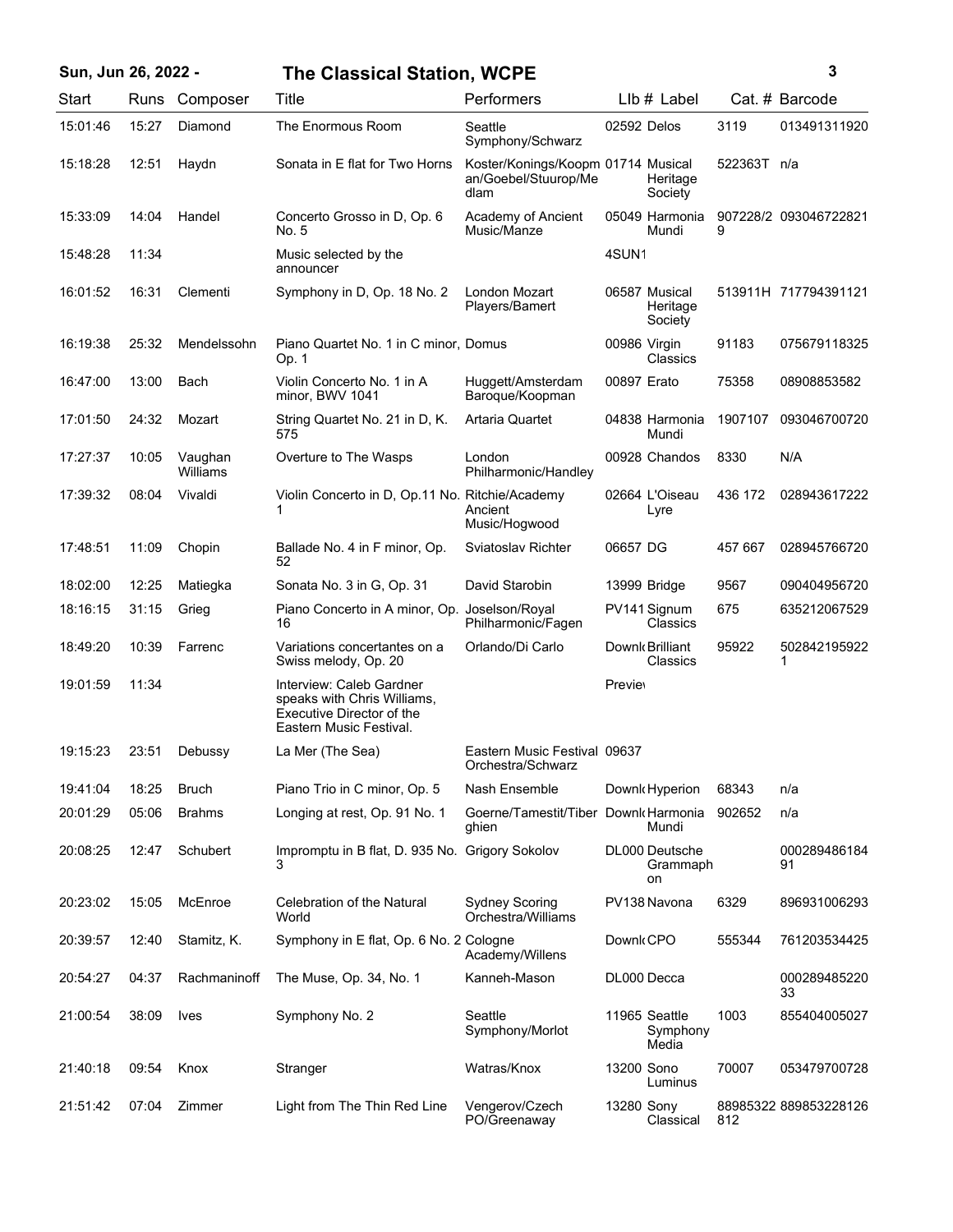**Sun, Jun 26, 2022 -** **The Classical Station, WCPE**

| Start | Runs | Composer | Title | Performers | Llb # | Label | Cat. # | Barcode |
|---|---|---|---|---|---|---|---|---|
| 15:01:46 | 15:27 | Diamond | The Enormous Room | Seattle Symphony/Schwarz | 02592 | Delos | 3119 | 013491311920 |
| 15:18:28 | 12:51 | Haydn | Sonata in E flat for Two Horns | Koster/Konings/Koopman/Goebel/Stuurop/Medlam | 01714 | Musical Heritage Society | 522363T | n/a |
| 15:33:09 | 14:04 | Handel | Concerto Grosso in D, Op. 6 No. 5 | Academy of Ancient Music/Manze | 05049 | Harmonia Mundi | 907228/29 | 093046722821 |
| 15:48:28 | 11:34 | | Music selected by the announcer | | 4SUN1 | | | |
| 16:01:52 | 16:31 | Clementi | Symphony in D, Op. 18 No. 2 | London Mozart Players/Bamert | 06587 | Musical Heritage Society | 513911H | 717794391121 |
| 16:19:38 | 25:32 | Mendelssohn | Piano Quartet No. 1 in C minor, Op. 1 | Domus | 00986 | Virgin Classics | 91183 | 075679118325 |
| 16:47:00 | 13:00 | Bach | Violin Concerto No. 1 in A minor, BWV 1041 | Huggett/Amsterdam Baroque/Koopman | 00897 | Erato | 75358 | 08908853582 |
| 17:01:50 | 24:32 | Mozart | String Quartet No. 21 in D, K. 575 | Artaria Quartet | 04838 | Harmonia Mundi | 1907107 | 093046700720 |
| 17:27:37 | 10:05 | Vaughan Williams | Overture to The Wasps | London Philharmonic/Handley | 00928 | Chandos | 8330 | N/A |
| 17:39:32 | 08:04 | Vivaldi | Violin Concerto in D, Op.11 No. 1 | Ritchie/Academy Ancient Music/Hogwood | 02664 | L'Oiseau Lyre | 436 172 | 028943617222 |
| 17:48:51 | 11:09 | Chopin | Ballade No. 4 in F minor, Op. 52 | Sviatoslav Richter | 06657 | DG | 457 667 | 028945766720 |
| 18:02:00 | 12:25 | Matiegka | Sonata No. 3 in G, Op. 31 | David Starobin | 13999 | Bridge | 9567 | 090404956720 |
| 18:16:15 | 31:15 | Grieg | Piano Concerto in A minor, Op. 16 | Joselson/Royal Philharmonic/Fagen | PV141 | Signum Classics | 675 | 635212067529 |
| 18:49:20 | 10:39 | Farrenc | Variations concertantes on a Swiss melody, Op. 20 | Orlando/Di Carlo | Downl | Brilliant Classics | 95922 | 5028421959221 |
| 19:01:59 | 11:34 | | Interview: Caleb Gardner speaks with Chris Williams, Executive Director of the Eastern Music Festival. | | Previe | | | |
| 19:15:23 | 23:51 | Debussy | La Mer (The Sea) | Eastern Music Festival Orchestra/Schwarz | 09637 | | | |
| 19:41:04 | 18:25 | Bruch | Piano Trio in C minor, Op. 5 | Nash Ensemble | Downl | Hyperion | 68343 | n/a |
| 20:01:29 | 05:06 | Brahms | Longing at rest, Op. 91 No. 1 | Goerne/Tamestit/Tiberghien | Downl | Harmonia Mundi | 902652 | n/a |
| 20:08:25 | 12:47 | Schubert | Impromptu in B flat, D. 935 No. 3 | Grigory Sokolov | DL000 | Deutsche Grammophon | | 00028948618491 |
| 20:23:02 | 15:05 | McEnroe | Celebration of the Natural World | Sydney Scoring Orchestra/Williams | PV138 | Navona | 6329 | 896931006293 |
| 20:39:57 | 12:40 | Stamitz, K. | Symphony in E flat, Op. 6 No. 2 | Cologne Academy/Willens | Downl | CPO | 555344 | 761203534425 |
| 20:54:27 | 04:37 | Rachmaninoff | The Muse, Op. 34, No. 1 | Kanneh-Mason | DL000 | Decca | | 00028948522033 |
| 21:00:54 | 38:09 | Ives | Symphony No. 2 | Seattle Symphony/Morlot | 11965 | Seattle Symphony Media | 1003 | 855404005027 |
| 21:40:18 | 09:54 | Knox | Stranger | Watras/Knox | 13200 | Sono Luminus | 70007 | 053479700728 |
| 21:51:42 | 07:04 | Zimmer | Light from The Thin Red Line | Vengerov/Czech PO/Greenaway | 13280 | Sony Classical | 88985322812 | 889853228126 |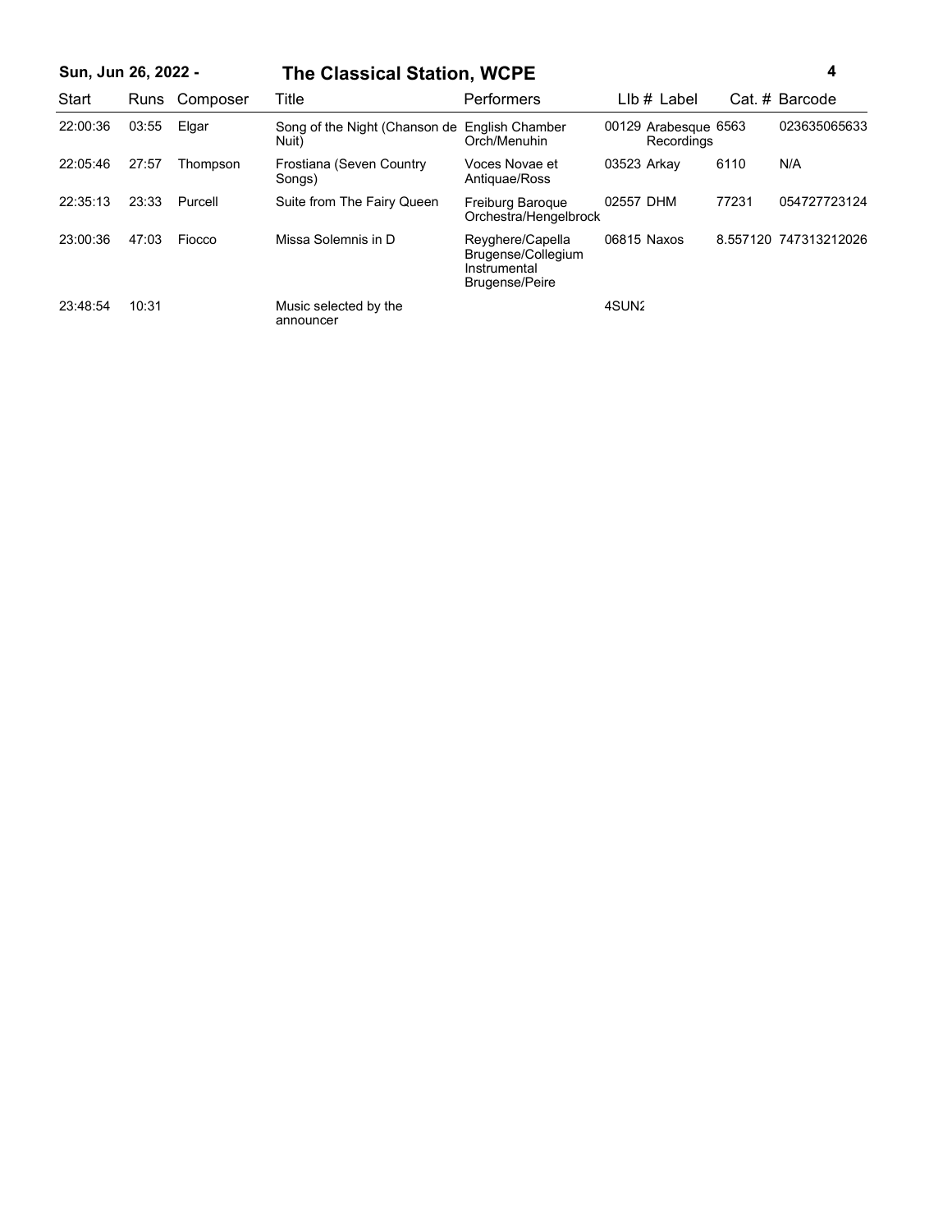## Sun, Jun 26, 2022 - The Classical Station, WCPE

| Start | Runs | Composer | Title | Performers | Llb # | Label | Cat. # | Barcode |
|---|---|---|---|---|---|---|---|---|
| 22:00:36 | 03:55 | Elgar | Song of the Night (Chanson de Nuit) | English Chamber Orch/Menuhin | 00129 | Arabesque Recordings | 6563 | 023635065633 |
| 22:05:46 | 27:57 | Thompson | Frostiana (Seven Country Songs) | Voces Novae et Antiquae/Ross | 03523 | Arkay | 6110 | N/A |
| 22:35:13 | 23:33 | Purcell | Suite from The Fairy Queen | Freiburg Baroque Orchestra/Hengelbrock | 02557 | DHM | 77231 | 054727723124 |
| 23:00:36 | 47:03 | Fiocco | Missa Solemnis in D | Reyghere/Capella Brugense/Collegium Instrumental Brugense/Peire | 06815 | Naxos | 8.557120 | 747313212026 |
| 23:48:54 | 10:31 | | Music selected by the announcer | | 4SUN2 | | | |